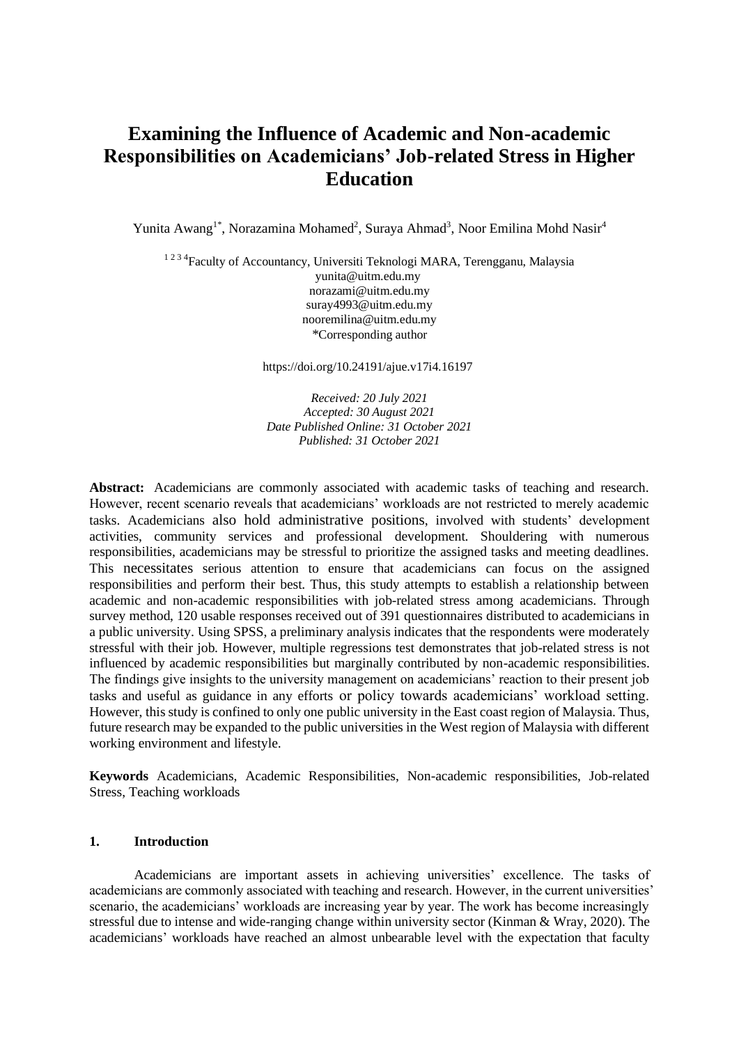# Examining the Influence of Academic and Non-academic Responsibilities on Academicians' Job-related Stress in Higher Education

Yunita Awang[1*], Norazamina Mohamed[2], Suraya Ahmad[3], Noor Emilina Mohd Nasir[4]

[1 2 3 4]Faculty of Accountancy, Universiti Teknologi MARA, Terengganu, Malaysia
yunita@uitm.edu.my
norazami@uitm.edu.my
suray4993@uitm.edu.my
nooremilina@uitm.edu.my
*Corresponding author

https://doi.org/10.24191/ajue.v17i4.16197

*Received: 20 July 2021*
*Accepted: 30 August 2021*
*Date Published Online: 31 October 2021*
*Published: 31 October 2021*

**Abstract:** Academicians are commonly associated with academic tasks of teaching and research. However, recent scenario reveals that academicians' workloads are not restricted to merely academic tasks. Academicians also hold administrative positions, involved with students' development activities, community services and professional development. Shouldering with numerous responsibilities, academicians may be stressful to prioritize the assigned tasks and meeting deadlines. This necessitates serious attention to ensure that academicians can focus on the assigned responsibilities and perform their best. Thus, this study attempts to establish a relationship between academic and non-academic responsibilities with job-related stress among academicians. Through survey method, 120 usable responses received out of 391 questionnaires distributed to academicians in a public university. Using SPSS, a preliminary analysis indicates that the respondents were moderately stressful with their job. However, multiple regressions test demonstrates that job-related stress is not influenced by academic responsibilities but marginally contributed by non-academic responsibilities. The findings give insights to the university management on academicians' reaction to their present job tasks and useful as guidance in any efforts or policy towards academicians' workload setting. However, this study is confined to only one public university in the East coast region of Malaysia. Thus, future research may be expanded to the public universities in the West region of Malaysia with different working environment and lifestyle.

**Keywords** Academicians, Academic Responsibilities, Non-academic responsibilities, Job-related Stress, Teaching workloads

## 1. Introduction

Academicians are important assets in achieving universities' excellence. The tasks of academicians are commonly associated with teaching and research. However, in the current universities' scenario, the academicians' workloads are increasing year by year. The work has become increasingly stressful due to intense and wide-ranging change within university sector (Kinman & Wray, 2020). The academicians' workloads have reached an almost unbearable level with the expectation that faculty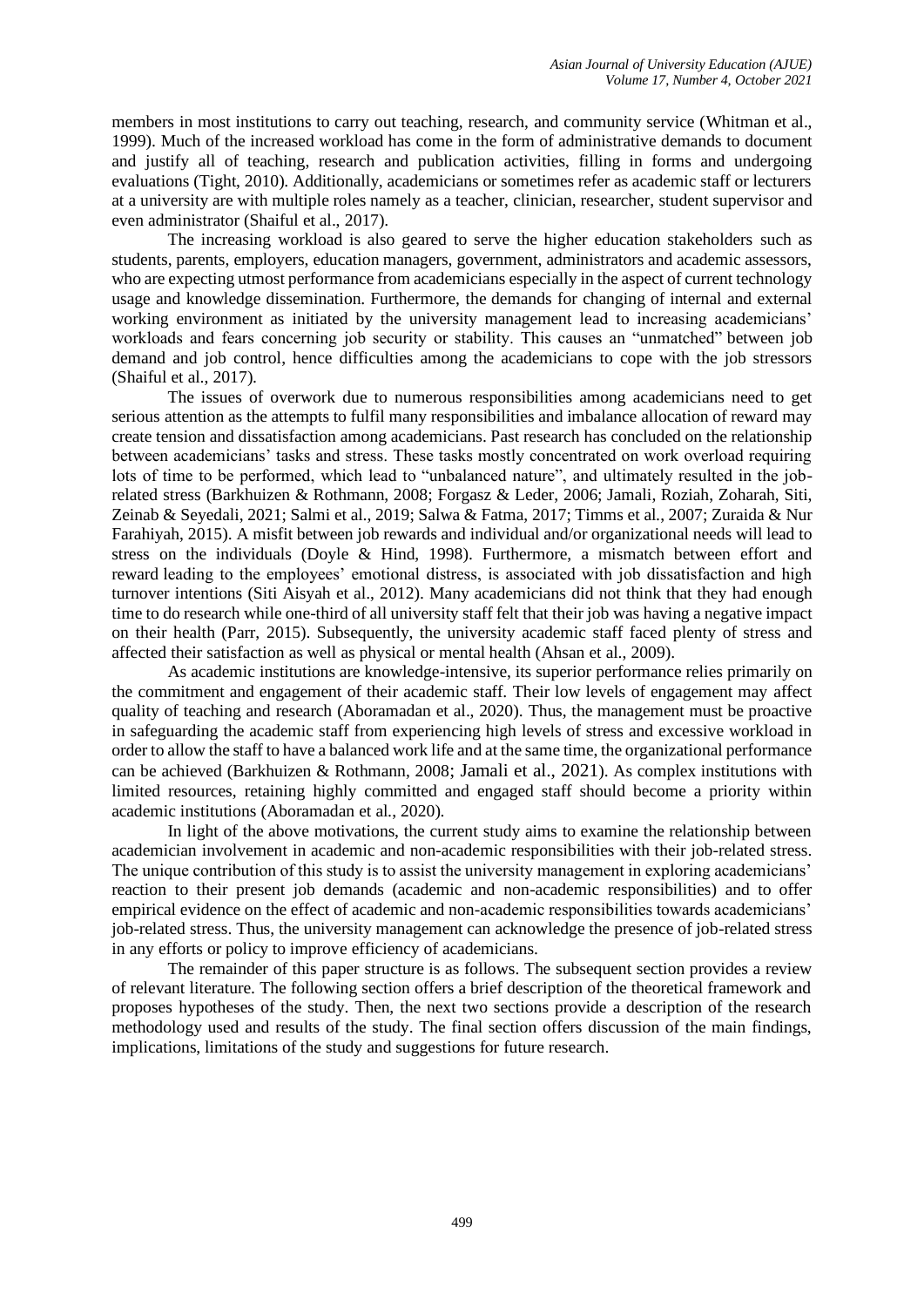members in most institutions to carry out teaching, research, and community service (Whitman et al., 1999). Much of the increased workload has come in the form of administrative demands to document and justify all of teaching, research and publication activities, filling in forms and undergoing evaluations (Tight, 2010). Additionally, academicians or sometimes refer as academic staff or lecturers at a university are with multiple roles namely as a teacher, clinician, researcher, student supervisor and even administrator (Shaiful et al., 2017).

The increasing workload is also geared to serve the higher education stakeholders such as students, parents, employers, education managers, government, administrators and academic assessors, who are expecting utmost performance from academicians especially in the aspect of current technology usage and knowledge dissemination. Furthermore, the demands for changing of internal and external working environment as initiated by the university management lead to increasing academicians' workloads and fears concerning job security or stability. This causes an "unmatched" between job demand and job control, hence difficulties among the academicians to cope with the job stressors (Shaiful et al., 2017).

The issues of overwork due to numerous responsibilities among academicians need to get serious attention as the attempts to fulfil many responsibilities and imbalance allocation of reward may create tension and dissatisfaction among academicians. Past research has concluded on the relationship between academicians' tasks and stress. These tasks mostly concentrated on work overload requiring lots of time to be performed, which lead to "unbalanced nature", and ultimately resulted in the job-related stress (Barkhuizen & Rothmann, 2008; Forgasz & Leder, 2006; Jamali, Roziah, Zoharah, Siti, Zeinab & Seyedali, 2021; Salmi et al., 2019; Salwa & Fatma, 2017; Timms et al., 2007; Zuraida & Nur Farahiyah, 2015). A misfit between job rewards and individual and/or organizational needs will lead to stress on the individuals (Doyle & Hind, 1998). Furthermore, a mismatch between effort and reward leading to the employees' emotional distress, is associated with job dissatisfaction and high turnover intentions (Siti Aisyah et al., 2012). Many academicians did not think that they had enough time to do research while one-third of all university staff felt that their job was having a negative impact on their health (Parr, 2015). Subsequently, the university academic staff faced plenty of stress and affected their satisfaction as well as physical or mental health (Ahsan et al., 2009).

As academic institutions are knowledge-intensive, its superior performance relies primarily on the commitment and engagement of their academic staff. Their low levels of engagement may affect quality of teaching and research (Aboramadan et al., 2020). Thus, the management must be proactive in safeguarding the academic staff from experiencing high levels of stress and excessive workload in order to allow the staff to have a balanced work life and at the same time, the organizational performance can be achieved (Barkhuizen & Rothmann, 2008; Jamali et al., 2021). As complex institutions with limited resources, retaining highly committed and engaged staff should become a priority within academic institutions (Aboramadan et al., 2020).

In light of the above motivations, the current study aims to examine the relationship between academician involvement in academic and non-academic responsibilities with their job-related stress. The unique contribution of this study is to assist the university management in exploring academicians' reaction to their present job demands (academic and non-academic responsibilities) and to offer empirical evidence on the effect of academic and non-academic responsibilities towards academicians' job-related stress. Thus, the university management can acknowledge the presence of job-related stress in any efforts or policy to improve efficiency of academicians.

The remainder of this paper structure is as follows. The subsequent section provides a review of relevant literature. The following section offers a brief description of the theoretical framework and proposes hypotheses of the study. Then, the next two sections provide a description of the research methodology used and results of the study. The final section offers discussion of the main findings, implications, limitations of the study and suggestions for future research.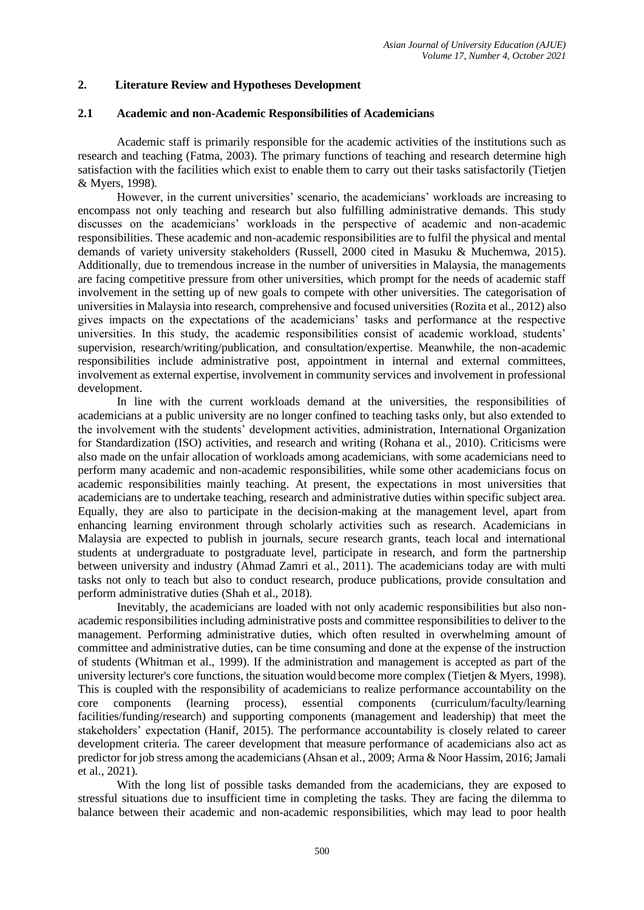## 2. Literature Review and Hypotheses Development

### 2.1 Academic and non-Academic Responsibilities of Academicians

Academic staff is primarily responsible for the academic activities of the institutions such as research and teaching (Fatma, 2003). The primary functions of teaching and research determine high satisfaction with the facilities which exist to enable them to carry out their tasks satisfactorily (Tietjen & Myers, 1998).

However, in the current universities' scenario, the academicians' workloads are increasing to encompass not only teaching and research but also fulfilling administrative demands. This study discusses on the academicians' workloads in the perspective of academic and non-academic responsibilities. These academic and non-academic responsibilities are to fulfil the physical and mental demands of variety university stakeholders (Russell, 2000 cited in Masuku & Muchemwa, 2015). Additionally, due to tremendous increase in the number of universities in Malaysia, the managements are facing competitive pressure from other universities, which prompt for the needs of academic staff involvement in the setting up of new goals to compete with other universities. The categorisation of universities in Malaysia into research, comprehensive and focused universities (Rozita et al., 2012) also gives impacts on the expectations of the academicians' tasks and performance at the respective universities. In this study, the academic responsibilities consist of academic workload, students' supervision, research/writing/publication, and consultation/expertise. Meanwhile, the non-academic responsibilities include administrative post, appointment in internal and external committees, involvement as external expertise, involvement in community services and involvement in professional development.

In line with the current workloads demand at the universities, the responsibilities of academicians at a public university are no longer confined to teaching tasks only, but also extended to the involvement with the students' development activities, administration, International Organization for Standardization (ISO) activities, and research and writing (Rohana et al., 2010). Criticisms were also made on the unfair allocation of workloads among academicians, with some academicians need to perform many academic and non-academic responsibilities, while some other academicians focus on academic responsibilities mainly teaching. At present, the expectations in most universities that academicians are to undertake teaching, research and administrative duties within specific subject area. Equally, they are also to participate in the decision-making at the management level, apart from enhancing learning environment through scholarly activities such as research. Academicians in Malaysia are expected to publish in journals, secure research grants, teach local and international students at undergraduate to postgraduate level, participate in research, and form the partnership between university and industry (Ahmad Zamri et al., 2011). The academicians today are with multi tasks not only to teach but also to conduct research, produce publications, provide consultation and perform administrative duties (Shah et al., 2018).

Inevitably, the academicians are loaded with not only academic responsibilities but also non-academic responsibilities including administrative posts and committee responsibilities to deliver to the management. Performing administrative duties, which often resulted in overwhelming amount of committee and administrative duties, can be time consuming and done at the expense of the instruction of students (Whitman et al., 1999). If the administration and management is accepted as part of the university lecturer's core functions, the situation would become more complex (Tietjen & Myers, 1998). This is coupled with the responsibility of academicians to realize performance accountability on the core components (learning process), essential components (curriculum/faculty/learning facilities/funding/research) and supporting components (management and leadership) that meet the stakeholders' expectation (Hanif, 2015). The performance accountability is closely related to career development criteria. The career development that measure performance of academicians also act as predictor for job stress among the academicians (Ahsan et al., 2009; Arma & Noor Hassim, 2016; Jamali et al., 2021).

With the long list of possible tasks demanded from the academicians, they are exposed to stressful situations due to insufficient time in completing the tasks. They are facing the dilemma to balance between their academic and non-academic responsibilities, which may lead to poor health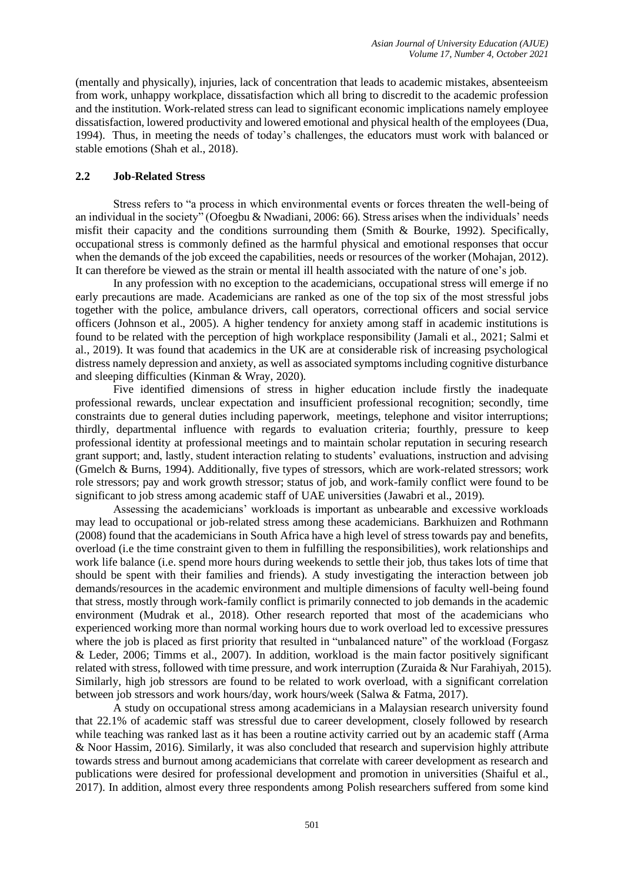(mentally and physically), injuries, lack of concentration that leads to academic mistakes, absenteeism from work, unhappy workplace, dissatisfaction which all bring to discredit to the academic profession and the institution. Work-related stress can lead to significant economic implications namely employee dissatisfaction, lowered productivity and lowered emotional and physical health of the employees (Dua, 1994). Thus, in meeting the needs of today's challenges, the educators must work with balanced or stable emotions (Shah et al., 2018).

## 2.2 Job-Related Stress

Stress refers to "a process in which environmental events or forces threaten the well-being of an individual in the society" (Ofoegbu & Nwadiani, 2006: 66). Stress arises when the individuals' needs misfit their capacity and the conditions surrounding them (Smith & Bourke, 1992). Specifically, occupational stress is commonly defined as the harmful physical and emotional responses that occur when the demands of the job exceed the capabilities, needs or resources of the worker (Mohajan, 2012). It can therefore be viewed as the strain or mental ill health associated with the nature of one's job.

In any profession with no exception to the academicians, occupational stress will emerge if no early precautions are made. Academicians are ranked as one of the top six of the most stressful jobs together with the police, ambulance drivers, call operators, correctional officers and social service officers (Johnson et al., 2005). A higher tendency for anxiety among staff in academic institutions is found to be related with the perception of high workplace responsibility (Jamali et al., 2021; Salmi et al., 2019). It was found that academics in the UK are at considerable risk of increasing psychological distress namely depression and anxiety, as well as associated symptoms including cognitive disturbance and sleeping difficulties (Kinman & Wray, 2020).

Five identified dimensions of stress in higher education include firstly the inadequate professional rewards, unclear expectation and insufficient professional recognition; secondly, time constraints due to general duties including paperwork, meetings, telephone and visitor interruptions; thirdly, departmental influence with regards to evaluation criteria; fourthly, pressure to keep professional identity at professional meetings and to maintain scholar reputation in securing research grant support; and, lastly, student interaction relating to students' evaluations, instruction and advising (Gmelch & Burns, 1994). Additionally, five types of stressors, which are work-related stressors; work role stressors; pay and work growth stressor; status of job, and work-family conflict were found to be significant to job stress among academic staff of UAE universities (Jawabri et al., 2019).

Assessing the academicians' workloads is important as unbearable and excessive workloads may lead to occupational or job-related stress among these academicians. Barkhuizen and Rothmann (2008) found that the academicians in South Africa have a high level of stress towards pay and benefits, overload (i.e the time constraint given to them in fulfilling the responsibilities), work relationships and work life balance (i.e. spend more hours during weekends to settle their job, thus takes lots of time that should be spent with their families and friends). A study investigating the interaction between job demands/resources in the academic environment and multiple dimensions of faculty well-being found that stress, mostly through work-family conflict is primarily connected to job demands in the academic environment (Mudrak et al., 2018). Other research reported that most of the academicians who experienced working more than normal working hours due to work overload led to excessive pressures where the job is placed as first priority that resulted in "unbalanced nature" of the workload (Forgasz & Leder, 2006; Timms et al., 2007). In addition, workload is the main factor positively significant related with stress, followed with time pressure, and work interruption (Zuraida & Nur Farahiyah, 2015). Similarly, high job stressors are found to be related to work overload, with a significant correlation between job stressors and work hours/day, work hours/week (Salwa & Fatma, 2017).

A study on occupational stress among academicians in a Malaysian research university found that 22.1% of academic staff was stressful due to career development, closely followed by research while teaching was ranked last as it has been a routine activity carried out by an academic staff (Arma & Noor Hassim, 2016). Similarly, it was also concluded that research and supervision highly attribute towards stress and burnout among academicians that correlate with career development as research and publications were desired for professional development and promotion in universities (Shaiful et al., 2017). In addition, almost every three respondents among Polish researchers suffered from some kind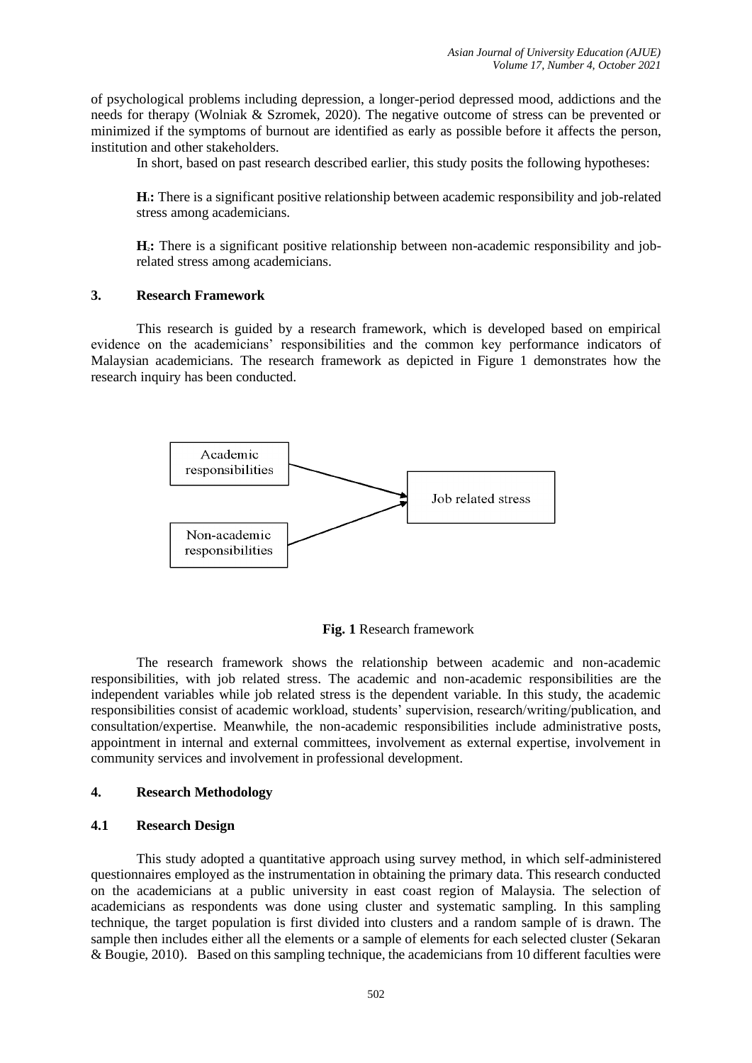of psychological problems including depression, a longer-period depressed mood, addictions and the needs for therapy (Wolniak & Szromek, 2020). The negative outcome of stress can be prevented or minimized if the symptoms of burnout are identified as early as possible before it affects the person, institution and other stakeholders.

In short, based on past research described earlier, this study posits the following hypotheses:

> **$H_1$:** There is a significant positive relationship between academic responsibility and job-related stress among academicians.
>
> **$H_2$:** There is a significant positive relationship between non-academic responsibility and job-related stress among academicians.

## 3. Research Framework

This research is guided by a research framework, which is developed based on empirical evidence on the academicians' responsibilities and the common key performance indicators of Malaysian academicians. The research framework as depicted in Figure 1 demonstrates how the research inquiry has been conducted.

Academic responsibilities → Job related stress

Non-academic responsibilities → Job related stress

**Fig. 1** Research framework

The research framework shows the relationship between academic and non-academic responsibilities, with job related stress. The academic and non-academic responsibilities are the independent variables while job related stress is the dependent variable. In this study, the academic responsibilities consist of academic workload, students' supervision, research/writing/publication, and consultation/expertise. Meanwhile, the non-academic responsibilities include administrative posts, appointment in internal and external committees, involvement as external expertise, involvement in community services and involvement in professional development.

## 4. Research Methodology

### 4.1 Research Design

This study adopted a quantitative approach using survey method, in which self-administered questionnaires employed as the instrumentation in obtaining the primary data. This research conducted on the academicians at a public university in east coast region of Malaysia. The selection of academicians as respondents was done using cluster and systematic sampling. In this sampling technique, the target population is first divided into clusters and a random sample of is drawn. The sample then includes either all the elements or a sample of elements for each selected cluster (Sekaran & Bougie, 2010). Based on this sampling technique, the academicians from 10 different faculties were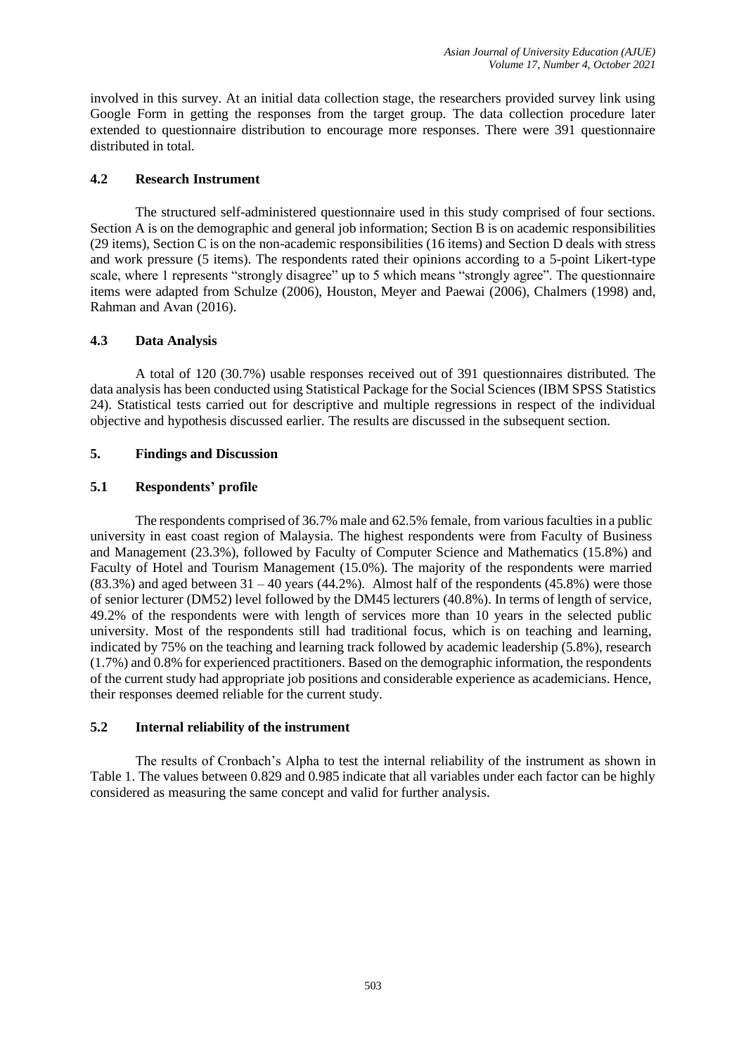involved in this survey. At an initial data collection stage, the researchers provided survey link using Google Form in getting the responses from the target group. The data collection procedure later extended to questionnaire distribution to encourage more responses. There were 391 questionnaire distributed in total.

### 4.2 Research Instrument

The structured self-administered questionnaire used in this study comprised of four sections. Section A is on the demographic and general job information; Section B is on academic responsibilities (29 items), Section C is on the non-academic responsibilities (16 items) and Section D deals with stress and work pressure (5 items). The respondents rated their opinions according to a 5-point Likert-type scale, where 1 represents "strongly disagree" up to 5 which means "strongly agree". The questionnaire items were adapted from Schulze (2006), Houston, Meyer and Paewai (2006), Chalmers (1998) and, Rahman and Avan (2016).

### 4.3 Data Analysis

A total of 120 (30.7%) usable responses received out of 391 questionnaires distributed. The data analysis has been conducted using Statistical Package for the Social Sciences (IBM SPSS Statistics 24). Statistical tests carried out for descriptive and multiple regressions in respect of the individual objective and hypothesis discussed earlier. The results are discussed in the subsequent section.

## 5. Findings and Discussion

### 5.1 Respondents' profile

The respondents comprised of 36.7% male and 62.5% female, from various faculties in a public university in east coast region of Malaysia. The highest respondents were from Faculty of Business and Management (23.3%), followed by Faculty of Computer Science and Mathematics (15.8%) and Faculty of Hotel and Tourism Management (15.0%). The majority of the respondents were married (83.3%) and aged between 31 – 40 years (44.2%). Almost half of the respondents (45.8%) were those of senior lecturer (DM52) level followed by the DM45 lecturers (40.8%). In terms of length of service, 49.2% of the respondents were with length of services more than 10 years in the selected public university. Most of the respondents still had traditional focus, which is on teaching and learning, indicated by 75% on the teaching and learning track followed by academic leadership (5.8%), research (1.7%) and 0.8% for experienced practitioners. Based on the demographic information, the respondents of the current study had appropriate job positions and considerable experience as academicians. Hence, their responses deemed reliable for the current study.

### 5.2 Internal reliability of the instrument

The results of Cronbach's Alpha to test the internal reliability of the instrument as shown in Table 1. The values between 0.829 and 0.985 indicate that all variables under each factor can be highly considered as measuring the same concept and valid for further analysis.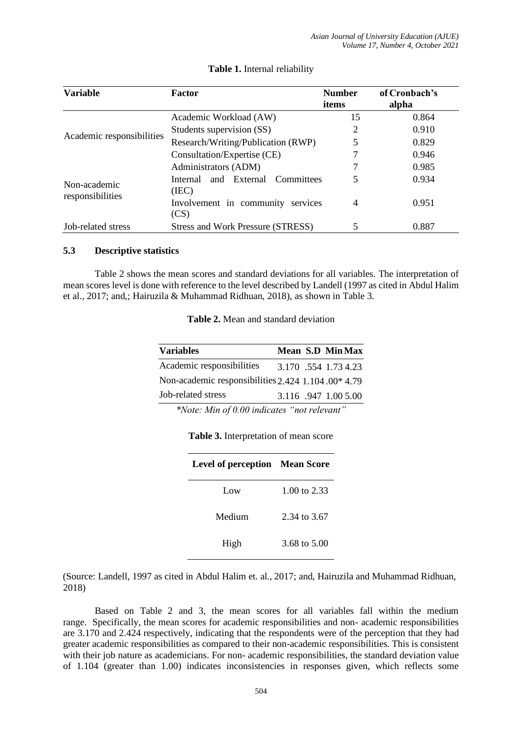**Table 1.** Internal reliability

| Variable | Factor | Number of items | Cronbach's alpha |
|---|---|---|---|
| Academic responsibilities | Academic Workload (AW) | 15 | 0.864 |
| | Students supervision (SS) | 2 | 0.910 |
| | Research/Writing/Publication (RWP) | 5 | 0.829 |
| | Consultation/Expertise (CE) | 7 | 0.946 |
| Non-academic responsibilities | Administrators (ADM) | 7 | 0.985 |
| | Internal and External Committees (IEC) | 5 | 0.934 |
| | Involvement in community services (CS) | 4 | 0.951 |
| Job-related stress | Stress and Work Pressure (STRESS) | 5 | 0.887 |

### 5.3 Descriptive statistics

Table 2 shows the mean scores and standard deviations for all variables. The interpretation of mean scores level is done with reference to the level described by Landell (1997 as cited in Abdul Halim et al., 2017; and,; Hairuzila & Muhammad Ridhuan, 2018), as shown in Table 3.

**Table 2.** Mean and standard deviation

| Variables | Mean | S.D | Min | Max |
|---|---|---|---|---|
| Academic responsibilities | 3.170 | .554 | 1.73 | 4.23 |
| Non-academic responsibilities | 2.424 | 1.104 | .00* | 4.79 |
| Job-related stress | 3.116 | .947 | 1.00 | 5.00 |

*\*Note: Min of 0.00 indicates "not relevant"*

**Table 3.** Interpretation of mean score

| Level of perception | Mean Score |
|---|---|
| Low | 1.00 to 2.33 |
| Medium | 2.34 to 3.67 |
| High | 3.68 to 5.00 |

(Source: Landell, 1997 as cited in Abdul Halim et. al., 2017; and, Hairuzila and Muhammad Ridhuan, 2018)

Based on Table 2 and 3, the mean scores for all variables fall within the medium range. Specifically, the mean scores for academic responsibilities and non- academic responsibilities are 3.170 and 2.424 respectively, indicating that the respondents were of the perception that they had greater academic responsibilities as compared to their non-academic responsibilities. This is consistent with their job nature as academicians. For non- academic responsibilities, the standard deviation value of 1.104 (greater than 1.00) indicates inconsistencies in responses given, which reflects some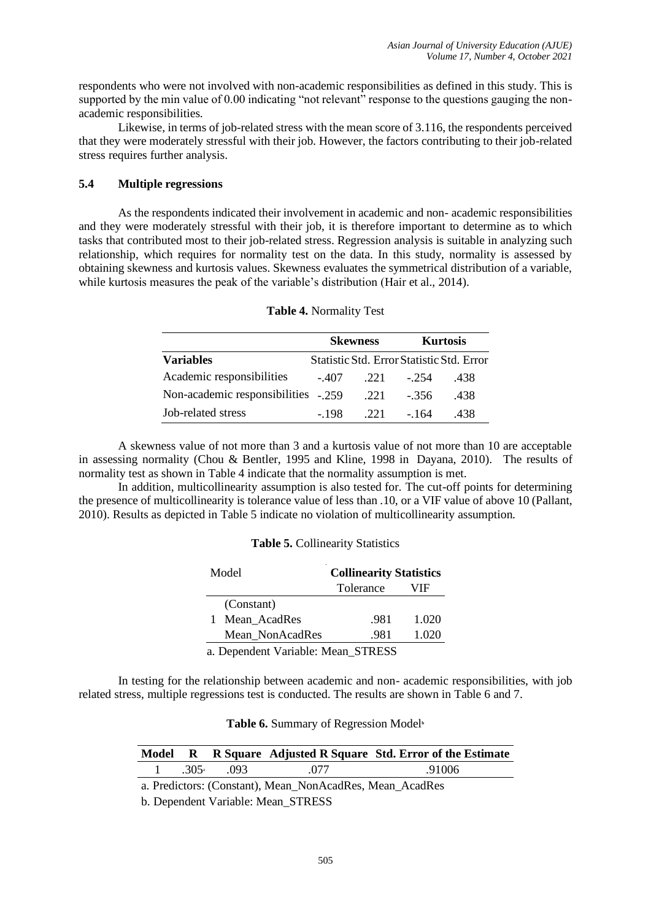respondents who were not involved with non-academic responsibilities as defined in this study. This is supported by the min value of 0.00 indicating "not relevant" response to the questions gauging the non-academic responsibilities.

Likewise, in terms of job-related stress with the mean score of 3.116, the respondents perceived that they were moderately stressful with their job. However, the factors contributing to their job-related stress requires further analysis.

### 5.4 Multiple regressions

As the respondents indicated their involvement in academic and non- academic responsibilities and they were moderately stressful with their job, it is therefore important to determine as to which tasks that contributed most to their job-related stress. Regression analysis is suitable in analyzing such relationship, which requires for normality test on the data. In this study, normality is assessed by obtaining skewness and kurtosis values. Skewness evaluates the symmetrical distribution of a variable, while kurtosis measures the peak of the variable's distribution (Hair et al., 2014).

**Table 4.** Normality Test

| | Skewness | | Kurtosis | |
|---|---|---|---|---|
| **Variables** | Statistic | Std. Error | Statistic | Std. Error |
| Academic responsibilities | -.407 | .221 | -.254 | .438 |
| Non-academic responsibilities | -.259 | .221 | -.356 | .438 |
| Job-related stress | -.198 | .221 | -.164 | .438 |

A skewness value of not more than 3 and a kurtosis value of not more than 10 are acceptable in assessing normality (Chou & Bentler, 1995 and Kline, 1998 in Dayana, 2010). The results of normality test as shown in Table 4 indicate that the normality assumption is met.

In addition, multicollinearity assumption is also tested for. The cut-off points for determining the presence of multicollinearity is tolerance value of less than .10, or a VIF value of above 10 (Pallant, 2010). Results as depicted in Table 5 indicate no violation of multicollinearity assumption.

**Table 5.** Collinearity Statistics

| Model | | Collinearity Statistics | |
|---|---|---|---|
| | | Tolerance | VIF |
| 1 | (Constant) | | |
| | Mean_AcadRes | .981 | 1.020 |
| | Mean_NonAcadRes | .981 | 1.020 |

a. Dependent Variable: Mean_STRESS

In testing for the relationship between academic and non- academic responsibilities, with job related stress, multiple regressions test is conducted. The results are shown in Table 6 and 7.

**Table 6.** Summary of Regression Model[b]

| Model | R | R Square | Adjusted R Square | Std. Error of the Estimate |
|---|---|---|---|---|
| 1 | .305[a] | .093 | .077 | .91006 |

a. Predictors: (Constant), Mean_NonAcadRes, Mean_AcadRes

b. Dependent Variable: Mean_STRESS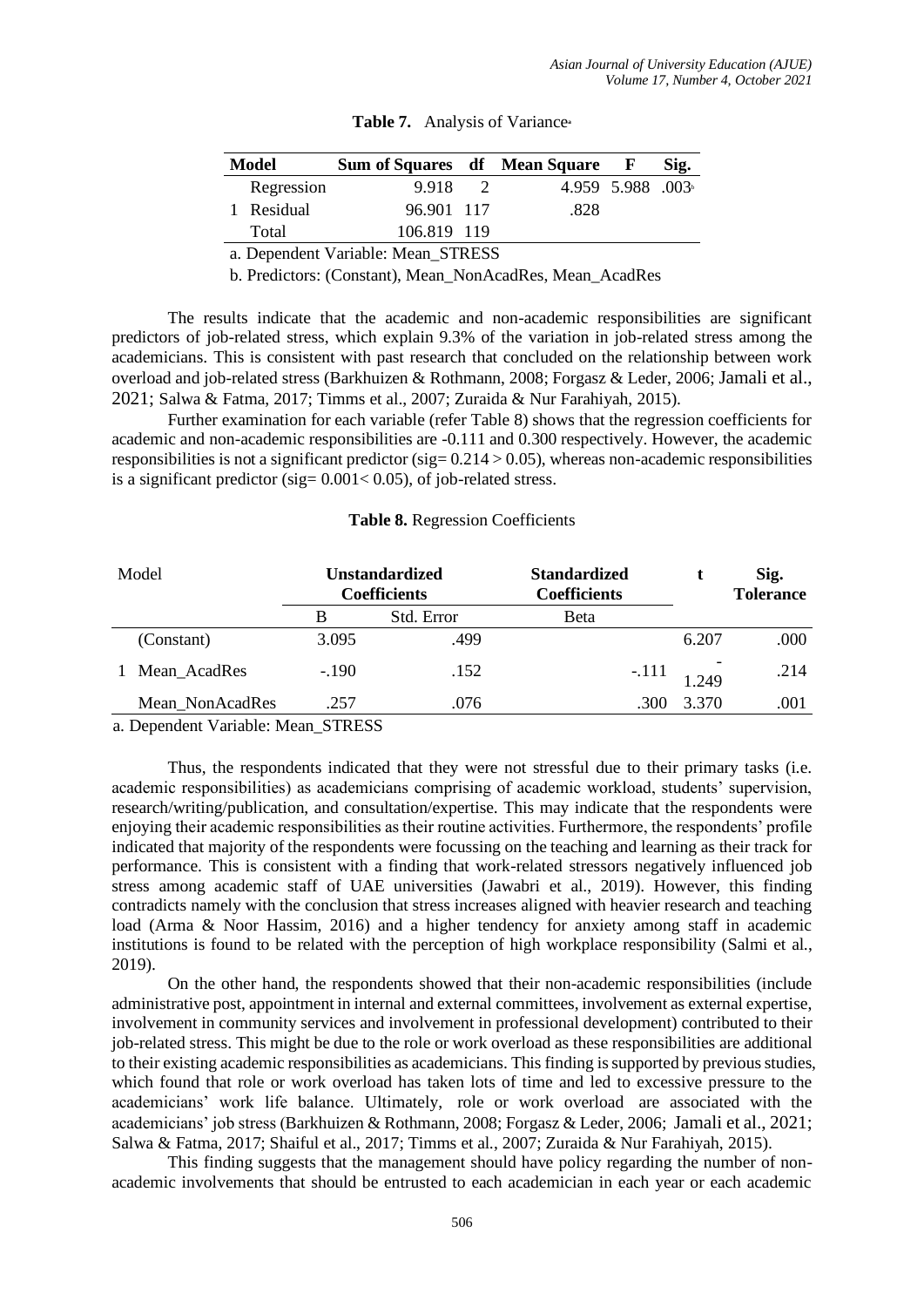**Table 7.** Analysis of Variance[a]

| Model | | Sum of Squares | df | Mean Square | F | Sig. |
|---|---|---|---|---|---|---|
| 1 | Regression | 9.918 | 2 | 4.959 | 5.988 | .003[b] |
| | Residual | 96.901 | 117 | .828 | | |
| | Total | 106.819 | 119 | | | |

a. Dependent Variable: Mean_STRESS

b. Predictors: (Constant), Mean_NonAcadRes, Mean_AcadRes

The results indicate that the academic and non-academic responsibilities are significant predictors of job-related stress, which explain 9.3% of the variation in job-related stress among the academicians. This is consistent with past research that concluded on the relationship between work overload and job-related stress (Barkhuizen & Rothmann, 2008; Forgasz & Leder, 2006; Jamali et al., 2021; Salwa & Fatma, 2017; Timms et al., 2007; Zuraida & Nur Farahiyah, 2015).

Further examination for each variable (refer Table 8) shows that the regression coefficients for academic and non-academic responsibilities are -0.111 and 0.300 respectively. However, the academic responsibilities is not a significant predictor (sig= 0.214 > 0.05), whereas non-academic responsibilities is a significant predictor (sig= 0.001< 0.05), of job-related stress.

**Table 8.** Regression Coefficients

| Model | | Unstandardized Coefficients | | Standardized Coefficients | t | Sig. Tolerance |
|---|---|---|---|---|---|---|
| | | B | Std. Error | Beta | | |
| 1 | (Constant) | 3.095 | .499 | | 6.207 | .000 |
| | Mean_AcadRes | -.190 | .152 | -.111 | -1.249 | .214 |
| | Mean_NonAcadRes | .257 | .076 | .300 | 3.370 | .001 |

a. Dependent Variable: Mean_STRESS

Thus, the respondents indicated that they were not stressful due to their primary tasks (i.e. academic responsibilities) as academicians comprising of academic workload, students' supervision, research/writing/publication, and consultation/expertise. This may indicate that the respondents were enjoying their academic responsibilities as their routine activities. Furthermore, the respondents' profile indicated that majority of the respondents were focussing on the teaching and learning as their track for performance. This is consistent with a finding that work-related stressors negatively influenced job stress among academic staff of UAE universities (Jawabri et al., 2019). However, this finding contradicts namely with the conclusion that stress increases aligned with heavier research and teaching load (Arma & Noor Hassim, 2016) and a higher tendency for anxiety among staff in academic institutions is found to be related with the perception of high workplace responsibility (Salmi et al., 2019).

On the other hand, the respondents showed that their non-academic responsibilities (include administrative post, appointment in internal and external committees, involvement as external expertise, involvement in community services and involvement in professional development) contributed to their job-related stress. This might be due to the role or work overload as these responsibilities are additional to their existing academic responsibilities as academicians. This finding is supported by previous studies, which found that role or work overload has taken lots of time and led to excessive pressure to the academicians' work life balance. Ultimately, role or work overload are associated with the academicians' job stress (Barkhuizen & Rothmann, 2008; Forgasz & Leder, 2006; Jamali et al., 2021; Salwa & Fatma, 2017; Shaiful et al., 2017; Timms et al., 2007; Zuraida & Nur Farahiyah, 2015).

This finding suggests that the management should have policy regarding the number of non-academic involvements that should be entrusted to each academician in each year or each academic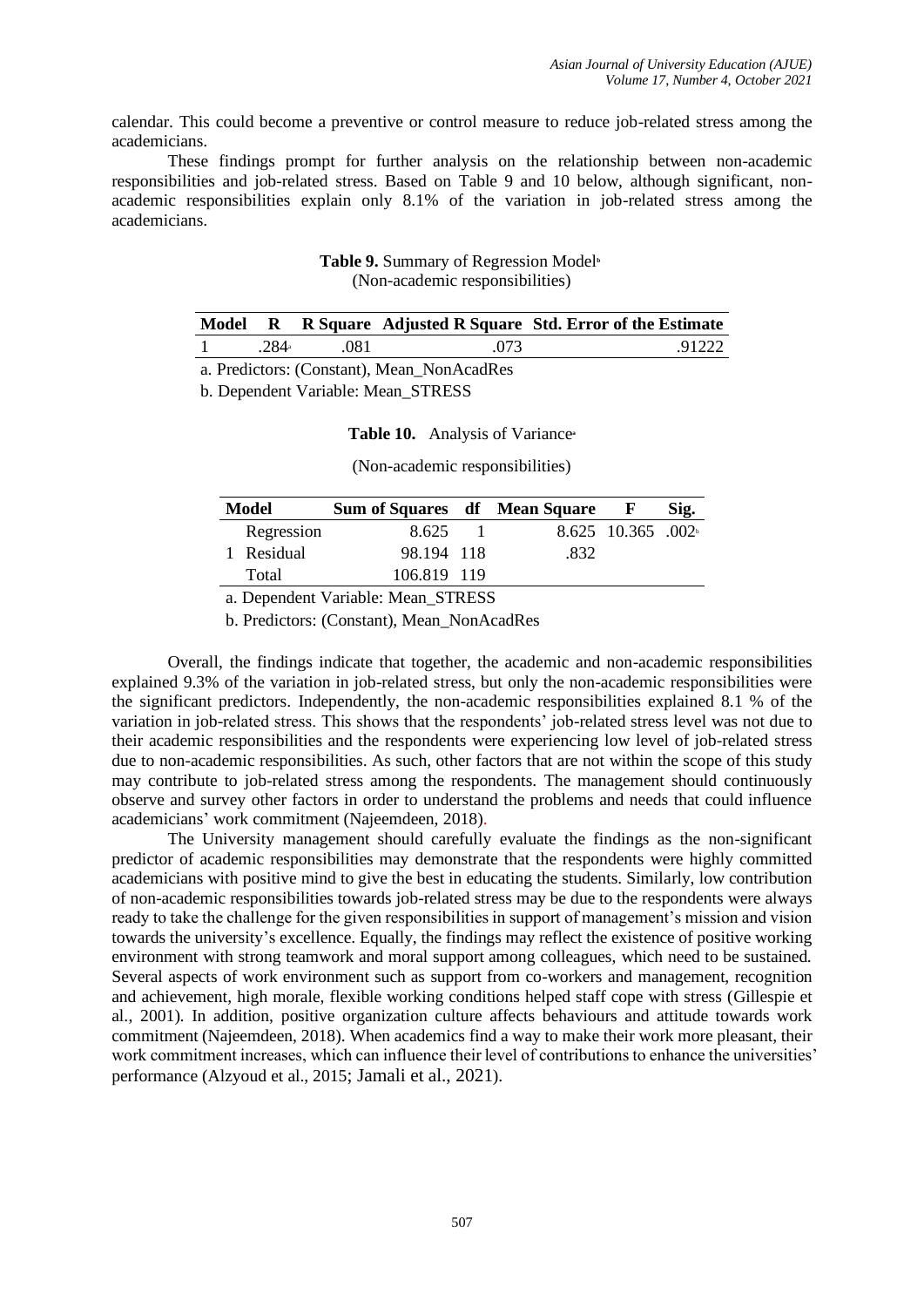calendar. This could become a preventive or control measure to reduce job-related stress among the academicians.

These findings prompt for further analysis on the relationship between non-academic responsibilities and job-related stress. Based on Table 9 and 10 below, although significant, non-academic responsibilities explain only 8.1% of the variation in job-related stress among the academicians.

**Table 9.** Summary of Regression Model[b]
(Non-academic responsibilities)

| Model | R | R Square | Adjusted R Square | Std. Error of the Estimate |
|---|---|---|---|---|
| 1 | .284[a] | .081 | .073 | .91222 |

a. Predictors: (Constant), Mean_NonAcadRes

b. Dependent Variable: Mean_STRESS

**Table 10.** Analysis of Variance[a]

(Non-academic responsibilities)

| Model | | Sum of Squares | df | Mean Square | F | Sig. |
|---|---|---|---|---|---|---|
| 1 | Regression | 8.625 | 1 | 8.625 | 10.365 | .002[b] |
| | Residual | 98.194 | 118 | .832 | | |
| | Total | 106.819 | 119 | | | |

a. Dependent Variable: Mean_STRESS

b. Predictors: (Constant), Mean_NonAcadRes

Overall, the findings indicate that together, the academic and non-academic responsibilities explained 9.3% of the variation in job-related stress, but only the non-academic responsibilities were the significant predictors. Independently, the non-academic responsibilities explained 8.1 % of the variation in job-related stress. This shows that the respondents' job-related stress level was not due to their academic responsibilities and the respondents were experiencing low level of job-related stress due to non-academic responsibilities. As such, other factors that are not within the scope of this study may contribute to job-related stress among the respondents. The management should continuously observe and survey other factors in order to understand the problems and needs that could influence academicians' work commitment (Najeemdeen, 2018).

The University management should carefully evaluate the findings as the non-significant predictor of academic responsibilities may demonstrate that the respondents were highly committed academicians with positive mind to give the best in educating the students. Similarly, low contribution of non-academic responsibilities towards job-related stress may be due to the respondents were always ready to take the challenge for the given responsibilities in support of management's mission and vision towards the university's excellence. Equally, the findings may reflect the existence of positive working environment with strong teamwork and moral support among colleagues, which need to be sustained. Several aspects of work environment such as support from co-workers and management, recognition and achievement, high morale, flexible working conditions helped staff cope with stress (Gillespie et al., 2001). In addition, positive organization culture affects behaviours and attitude towards work commitment (Najeemdeen, 2018). When academics find a way to make their work more pleasant, their work commitment increases, which can influence their level of contributions to enhance the universities' performance (Alzyoud et al., 2015; Jamali et al., 2021).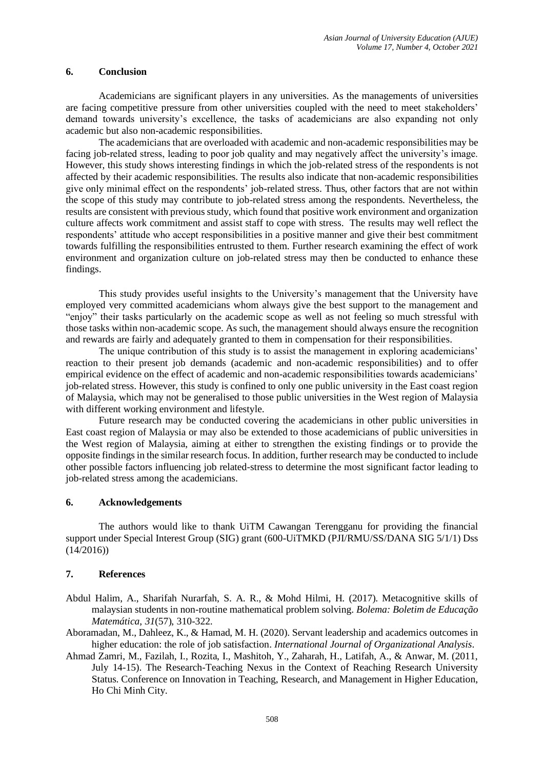## 6. Conclusion

Academicians are significant players in any universities. As the managements of universities are facing competitive pressure from other universities coupled with the need to meet stakeholders' demand towards university's excellence, the tasks of academicians are also expanding not only academic but also non-academic responsibilities.

The academicians that are overloaded with academic and non-academic responsibilities may be facing job-related stress, leading to poor job quality and may negatively affect the university's image. However, this study shows interesting findings in which the job-related stress of the respondents is not affected by their academic responsibilities. The results also indicate that non-academic responsibilities give only minimal effect on the respondents' job-related stress. Thus, other factors that are not within the scope of this study may contribute to job-related stress among the respondents. Nevertheless, the results are consistent with previous study, which found that positive work environment and organization culture affects work commitment and assist staff to cope with stress. The results may well reflect the respondents' attitude who accept responsibilities in a positive manner and give their best commitment towards fulfilling the responsibilities entrusted to them. Further research examining the effect of work environment and organization culture on job-related stress may then be conducted to enhance these findings.

This study provides useful insights to the University's management that the University have employed very committed academicians whom always give the best support to the management and "enjoy" their tasks particularly on the academic scope as well as not feeling so much stressful with those tasks within non-academic scope. As such, the management should always ensure the recognition and rewards are fairly and adequately granted to them in compensation for their responsibilities.

The unique contribution of this study is to assist the management in exploring academicians' reaction to their present job demands (academic and non-academic responsibilities) and to offer empirical evidence on the effect of academic and non-academic responsibilities towards academicians' job-related stress. However, this study is confined to only one public university in the East coast region of Malaysia, which may not be generalised to those public universities in the West region of Malaysia with different working environment and lifestyle.

Future research may be conducted covering the academicians in other public universities in East coast region of Malaysia or may also be extended to those academicians of public universities in the West region of Malaysia, aiming at either to strengthen the existing findings or to provide the opposite findings in the similar research focus. In addition, further research may be conducted to include other possible factors influencing job related-stress to determine the most significant factor leading to job-related stress among the academicians.

## 6. Acknowledgements

The authors would like to thank UiTM Cawangan Terengganu for providing the financial support under Special Interest Group (SIG) grant (600-UiTMKD (PJI/RMU/SS/DANA SIG 5/1/1) Dss (14/2016))

## 7. References

Abdul Halim, A., Sharifah Nurarfah, S. A. R., & Mohd Hilmi, H. (2017). Metacognitive skills of malaysian students in non-routine mathematical problem solving. *Bolema: Boletim de Educação Matemática*, *31*(57), 310-322.

Aboramadan, M., Dahleez, K., & Hamad, M. H. (2020). Servant leadership and academics outcomes in higher education: the role of job satisfaction. *International Journal of Organizational Analysis*.

Ahmad Zamri, M., Fazilah, I., Rozita, I., Mashitoh, Y., Zaharah, H., Latifah, A., & Anwar, M. (2011, July 14-15). The Research-Teaching Nexus in the Context of Reaching Research University Status. Conference on Innovation in Teaching, Research, and Management in Higher Education, Ho Chi Minh City.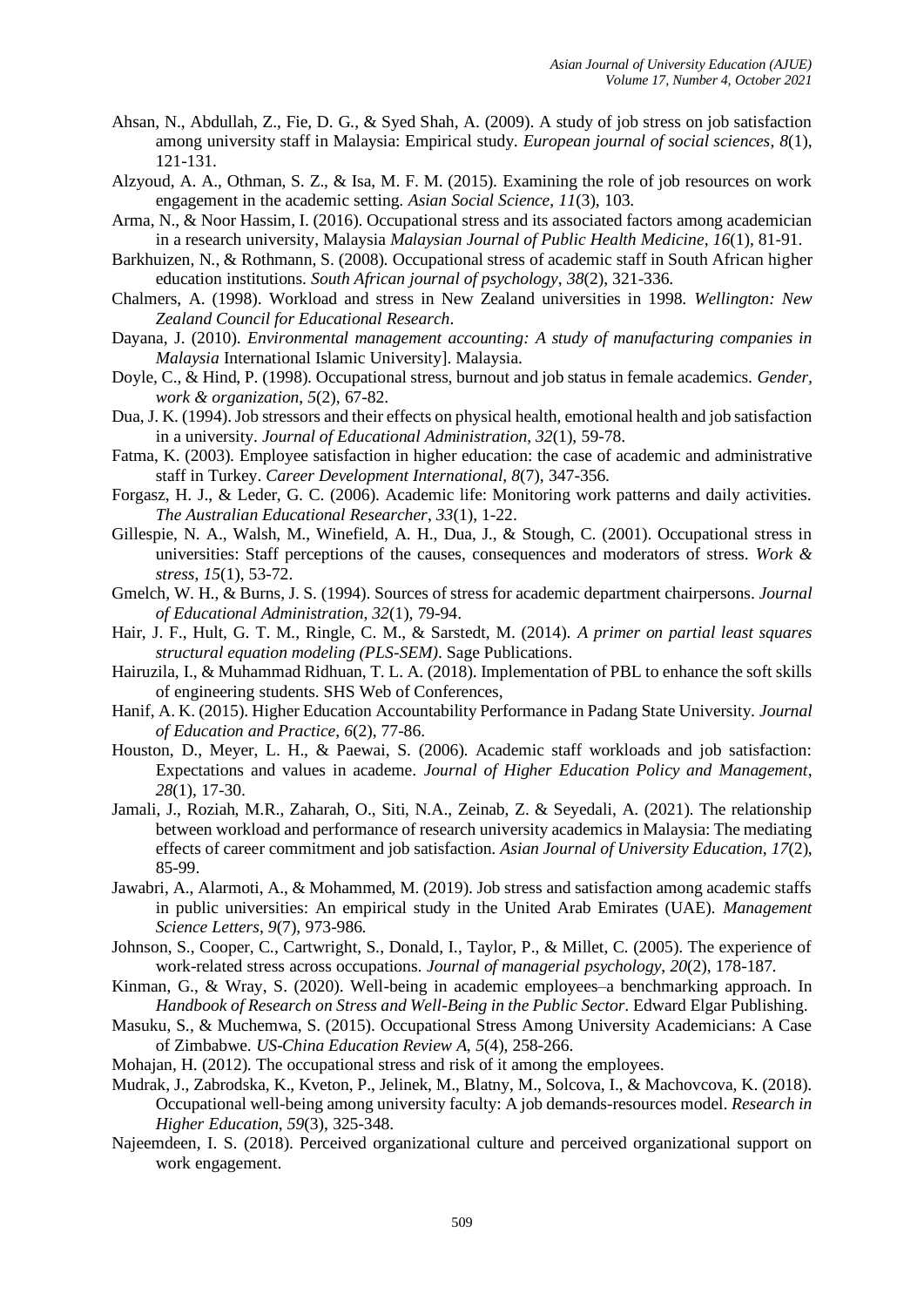Ahsan, N., Abdullah, Z., Fie, D. G., & Syed Shah, A. (2009). A study of job stress on job satisfaction among university staff in Malaysia: Empirical study. *European journal of social sciences*, *8*(1), 121-131.

Alzyoud, A. A., Othman, S. Z., & Isa, M. F. M. (2015). Examining the role of job resources on work engagement in the academic setting. *Asian Social Science*, *11*(3), 103.

Arma, N., & Noor Hassim, I. (2016). Occupational stress and its associated factors among academician in a research university, Malaysia *Malaysian Journal of Public Health Medicine*, *16*(1), 81-91.

Barkhuizen, N., & Rothmann, S. (2008). Occupational stress of academic staff in South African higher education institutions. *South African journal of psychology*, *38*(2), 321-336.

Chalmers, A. (1998). Workload and stress in New Zealand universities in 1998. *Wellington: New Zealand Council for Educational Research*.

Dayana, J. (2010). *Environmental management accounting: A study of manufacturing companies in Malaysia* International Islamic University]. Malaysia.

Doyle, C., & Hind, P. (1998). Occupational stress, burnout and job status in female academics. *Gender, work & organization*, *5*(2), 67-82.

Dua, J. K. (1994). Job stressors and their effects on physical health, emotional health and job satisfaction in a university. *Journal of Educational Administration*, *32*(1), 59-78.

Fatma, K. (2003). Employee satisfaction in higher education: the case of academic and administrative staff in Turkey. *Career Development International*, *8*(7), 347-356.

Forgasz, H. J., & Leder, G. C. (2006). Academic life: Monitoring work patterns and daily activities. *The Australian Educational Researcher*, *33*(1), 1-22.

Gillespie, N. A., Walsh, M., Winefield, A. H., Dua, J., & Stough, C. (2001). Occupational stress in universities: Staff perceptions of the causes, consequences and moderators of stress. *Work & stress*, *15*(1), 53-72.

Gmelch, W. H., & Burns, J. S. (1994). Sources of stress for academic department chairpersons. *Journal of Educational Administration*, *32*(1), 79-94.

Hair, J. F., Hult, G. T. M., Ringle, C. M., & Sarstedt, M. (2014). *A primer on partial least squares structural equation modeling (PLS-SEM)*. Sage Publications.

Hairuzila, I., & Muhammad Ridhuan, T. L. A. (2018). Implementation of PBL to enhance the soft skills of engineering students. SHS Web of Conferences,

Hanif, A. K. (2015). Higher Education Accountability Performance in Padang State University. *Journal of Education and Practice*, *6*(2), 77-86.

Houston, D., Meyer, L. H., & Paewai, S. (2006). Academic staff workloads and job satisfaction: Expectations and values in academe. *Journal of Higher Education Policy and Management*, *28*(1), 17-30.

Jamali, J., Roziah, M.R., Zaharah, O., Siti, N.A., Zeinab, Z. & Seyedali, A. (2021). The relationship between workload and performance of research university academics in Malaysia: The mediating effects of career commitment and job satisfaction. *Asian Journal of University Education, 17*(2), 85-99.

Jawabri, A., Alarmoti, A., & Mohammed, M. (2019). Job stress and satisfaction among academic staffs in public universities: An empirical study in the United Arab Emirates (UAE). *Management Science Letters*, *9*(7), 973-986.

Johnson, S., Cooper, C., Cartwright, S., Donald, I., Taylor, P., & Millet, C. (2005). The experience of work-related stress across occupations. *Journal of managerial psychology*, *20*(2), 178-187.

Kinman, G., & Wray, S. (2020). Well-being in academic employees–a benchmarking approach. In *Handbook of Research on Stress and Well-Being in the Public Sector*. Edward Elgar Publishing.

Masuku, S., & Muchemwa, S. (2015). Occupational Stress Among University Academicians: A Case of Zimbabwe. *US-China Education Review A*, *5*(4), 258-266.

Mohajan, H. (2012). The occupational stress and risk of it among the employees.

Mudrak, J., Zabrodska, K., Kveton, P., Jelinek, M., Blatny, M., Solcova, I., & Machovcova, K. (2018). Occupational well-being among university faculty: A job demands-resources model. *Research in Higher Education*, *59*(3), 325-348.

Najeemdeen, I. S. (2018). Perceived organizational culture and perceived organizational support on work engagement.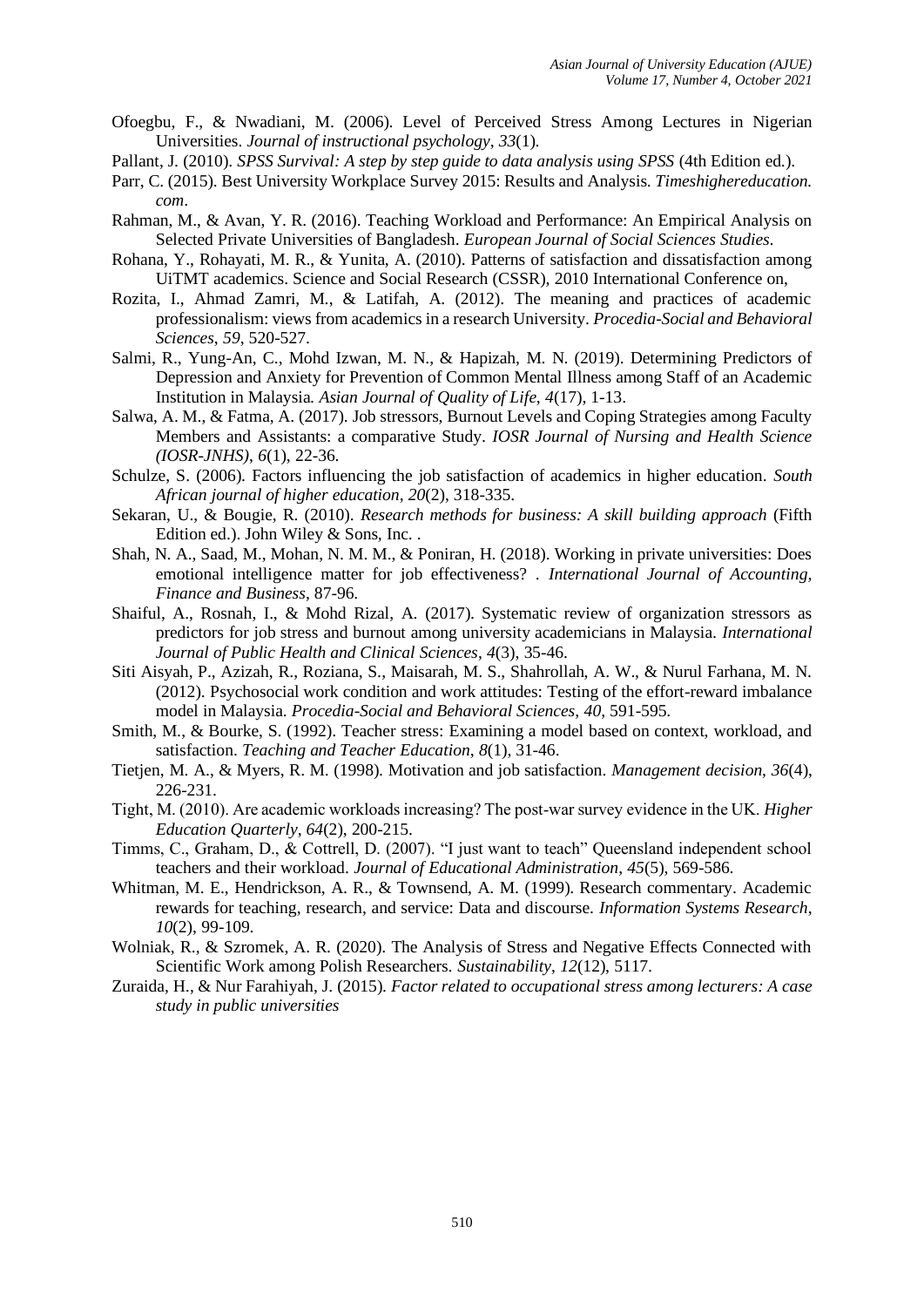Ofoegbu, F., & Nwadiani, M. (2006). Level of Perceived Stress Among Lectures in Nigerian Universities. *Journal of instructional psychology*, *33*(1).

Pallant, J. (2010). *SPSS Survival: A step by step guide to data analysis using SPSS* (4th Edition ed.).

Parr, C. (2015). Best University Workplace Survey 2015: Results and Analysis. *Timeshighereducation.com*.

Rahman, M., & Avan, Y. R. (2016). Teaching Workload and Performance: An Empirical Analysis on Selected Private Universities of Bangladesh. *European Journal of Social Sciences Studies*.

Rohana, Y., Rohayati, M. R., & Yunita, A. (2010). Patterns of satisfaction and dissatisfaction among UiTMT academics. Science and Social Research (CSSR), 2010 International Conference on,

Rozita, I., Ahmad Zamri, M., & Latifah, A. (2012). The meaning and practices of academic professionalism: views from academics in a research University. *Procedia-Social and Behavioral Sciences*, *59*, 520-527.

Salmi, R., Yung-An, C., Mohd Izwan, M. N., & Hapizah, M. N. (2019). Determining Predictors of Depression and Anxiety for Prevention of Common Mental Illness among Staff of an Academic Institution in Malaysia. *Asian Journal of Quality of Life*, *4*(17), 1-13.

Salwa, A. M., & Fatma, A. (2017). Job stressors, Burnout Levels and Coping Strategies among Faculty Members and Assistants: a comparative Study. *IOSR Journal of Nursing and Health Science (IOSR-JNHS)*, *6*(1), 22-36.

Schulze, S. (2006). Factors influencing the job satisfaction of academics in higher education. *South African journal of higher education*, *20*(2), 318-335.

Sekaran, U., & Bougie, R. (2010). *Research methods for business: A skill building approach* (Fifth Edition ed.). John Wiley & Sons, Inc. .

Shah, N. A., Saad, M., Mohan, N. M. M., & Poniran, H. (2018). Working in private universities: Does emotional intelligence matter for job effectiveness? . *International Journal of Accounting, Finance and Business*, 87-96.

Shaiful, A., Rosnah, I., & Mohd Rizal, A. (2017). Systematic review of organization stressors as predictors for job stress and burnout among university academicians in Malaysia. *International Journal of Public Health and Clinical Sciences*, *4*(3), 35-46.

Siti Aisyah, P., Azizah, R., Roziana, S., Maisarah, M. S., Shahrollah, A. W., & Nurul Farhana, M. N. (2012). Psychosocial work condition and work attitudes: Testing of the effort-reward imbalance model in Malaysia. *Procedia-Social and Behavioral Sciences*, *40*, 591-595.

Smith, M., & Bourke, S. (1992). Teacher stress: Examining a model based on context, workload, and satisfaction. *Teaching and Teacher Education*, *8*(1), 31-46.

Tietjen, M. A., & Myers, R. M. (1998). Motivation and job satisfaction. *Management decision*, *36*(4), 226-231.

Tight, M. (2010). Are academic workloads increasing? The post-war survey evidence in the UK. *Higher Education Quarterly*, *64*(2), 200-215.

Timms, C., Graham, D., & Cottrell, D. (2007). "I just want to teach" Queensland independent school teachers and their workload. *Journal of Educational Administration*, *45*(5), 569-586.

Whitman, M. E., Hendrickson, A. R., & Townsend, A. M. (1999). Research commentary. Academic rewards for teaching, research, and service: Data and discourse. *Information Systems Research*, *10*(2), 99-109.

Wolniak, R., & Szromek, A. R. (2020). The Analysis of Stress and Negative Effects Connected with Scientific Work among Polish Researchers. *Sustainability*, *12*(12), 5117.

Zuraida, H., & Nur Farahiyah, J. (2015). *Factor related to occupational stress among lecturers: A case study in public universities*